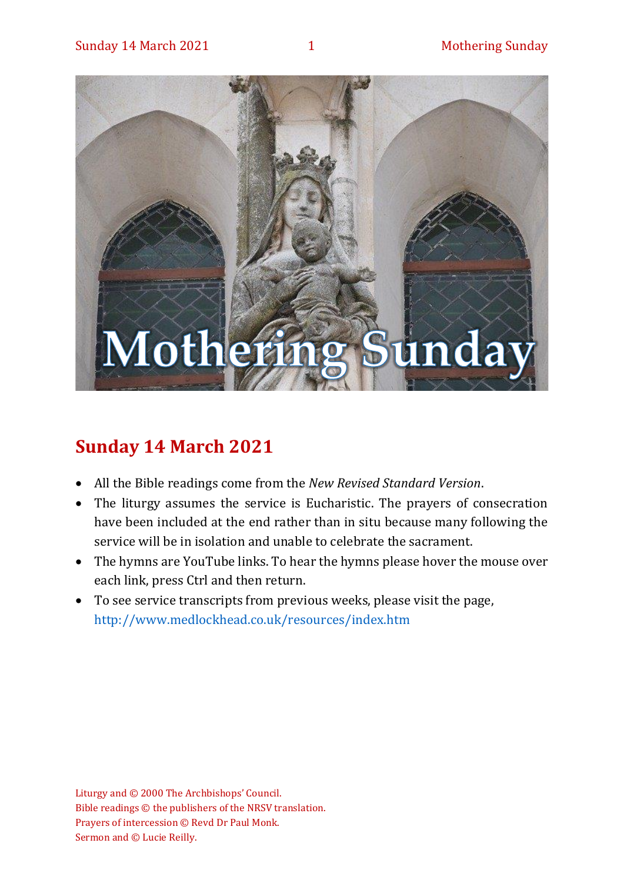# Mothering Sunday

## Sunday 14 March 2021

- All the Bible readings come from the *New Revised Standard Version*.
- The liturgy assumes the service is Eucharistic. The prayers of consecration have been included at the end rather than in situ because many following the service will be in isolation and unable to celebrate the sacrament.
- The hymns are YouTube links. To hear the hymns please hover the mouse over each link, press Ctrl and then return.
- To see service transcripts from previous weeks, please visit the page, http://www.medlockhead.co.uk/resources/index.htm

Liturgy and © 2000 The Archbishops' Council.
Bible readings © the publishers of the NRSV translation.
Prayers of intercession © Revd Dr Paul Monk.
Sermon and © Lucie Reilly.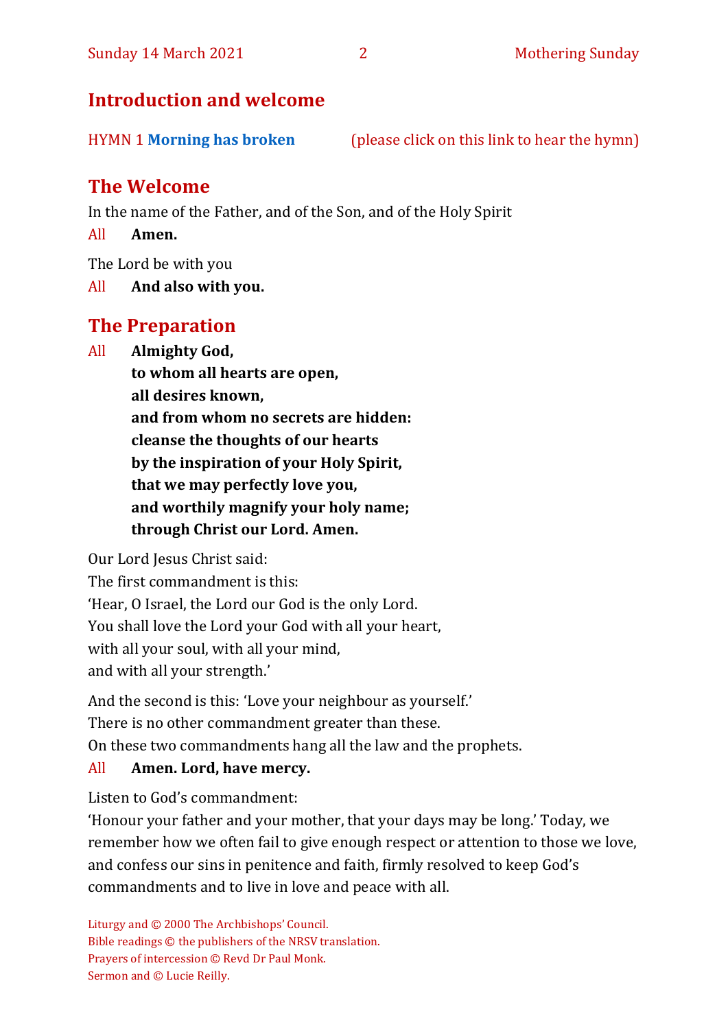## Introduction and welcome

HYMN 1 **Morning has broken** (please click on this link to hear the hymn)

## The Welcome

In the name of the Father, and of the Son, and of the Holy Spirit

All **Amen.**

The Lord be with you

All **And also with you.**

## The Preparation

All **Almighty God,**
**to whom all hearts are open,**
**all desires known,**
**and from whom no secrets are hidden:**
**cleanse the thoughts of our hearts**
**by the inspiration of your Holy Spirit,**
**that we may perfectly love you,**
**and worthily magnify your holy name;**
**through Christ our Lord. Amen.**

Our Lord Jesus Christ said:
The first commandment is this:
'Hear, O Israel, the Lord our God is the only Lord.
You shall love the Lord your God with all your heart,
with all your soul, with all your mind,
and with all your strength.'

And the second is this: 'Love your neighbour as yourself.'
There is no other commandment greater than these.
On these two commandments hang all the law and the prophets.

All **Amen. Lord, have mercy.**

Listen to God's commandment:
'Honour your father and your mother, that your days may be long.' Today, we remember how we often fail to give enough respect or attention to those we love, and confess our sins in penitence and faith, firmly resolved to keep God's commandments and to live in love and peace with all.

Liturgy and © 2000 The Archbishops' Council.
Bible readings © the publishers of the NRSV translation.
Prayers of intercession © Revd Dr Paul Monk.
Sermon and © Lucie Reilly.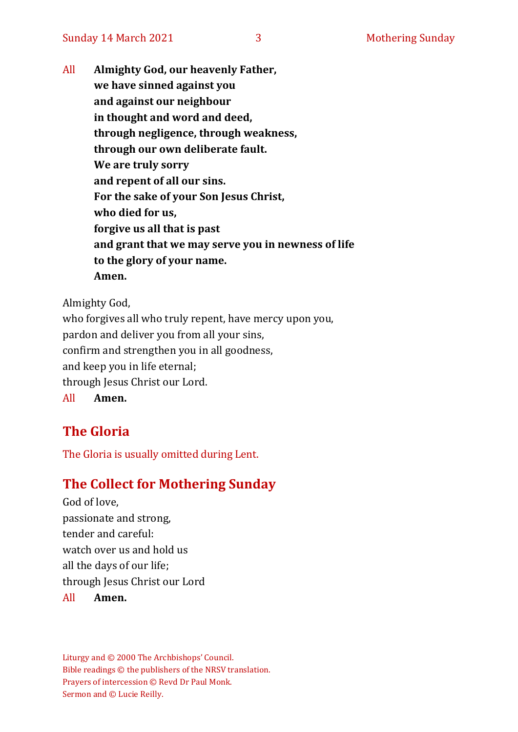All **Almighty God, our heavenly Father,**
**we have sinned against you**
**and against our neighbour**
**in thought and word and deed,**
**through negligence, through weakness,**
**through our own deliberate fault.**
**We are truly sorry**
**and repent of all our sins.**
**For the sake of your Son Jesus Christ,**
**who died for us,**
**forgive us all that is past**
**and grant that we may serve you in newness of life**
**to the glory of your name.**
**Amen.**

Almighty God,
who forgives all who truly repent, have mercy upon you,
pardon and deliver you from all your sins,
confirm and strengthen you in all goodness,
and keep you in life eternal;
through Jesus Christ our Lord.
All **Amen.**

## The Gloria

The Gloria is usually omitted during Lent.

## The Collect for Mothering Sunday

God of love,
passionate and strong,
tender and careful:
watch over us and hold us
all the days of our life;
through Jesus Christ our Lord
All **Amen.**

Liturgy and © 2000 The Archbishops' Council.
Bible readings © the publishers of the NRSV translation.
Prayers of intercession © Revd Dr Paul Monk.
Sermon and © Lucie Reilly.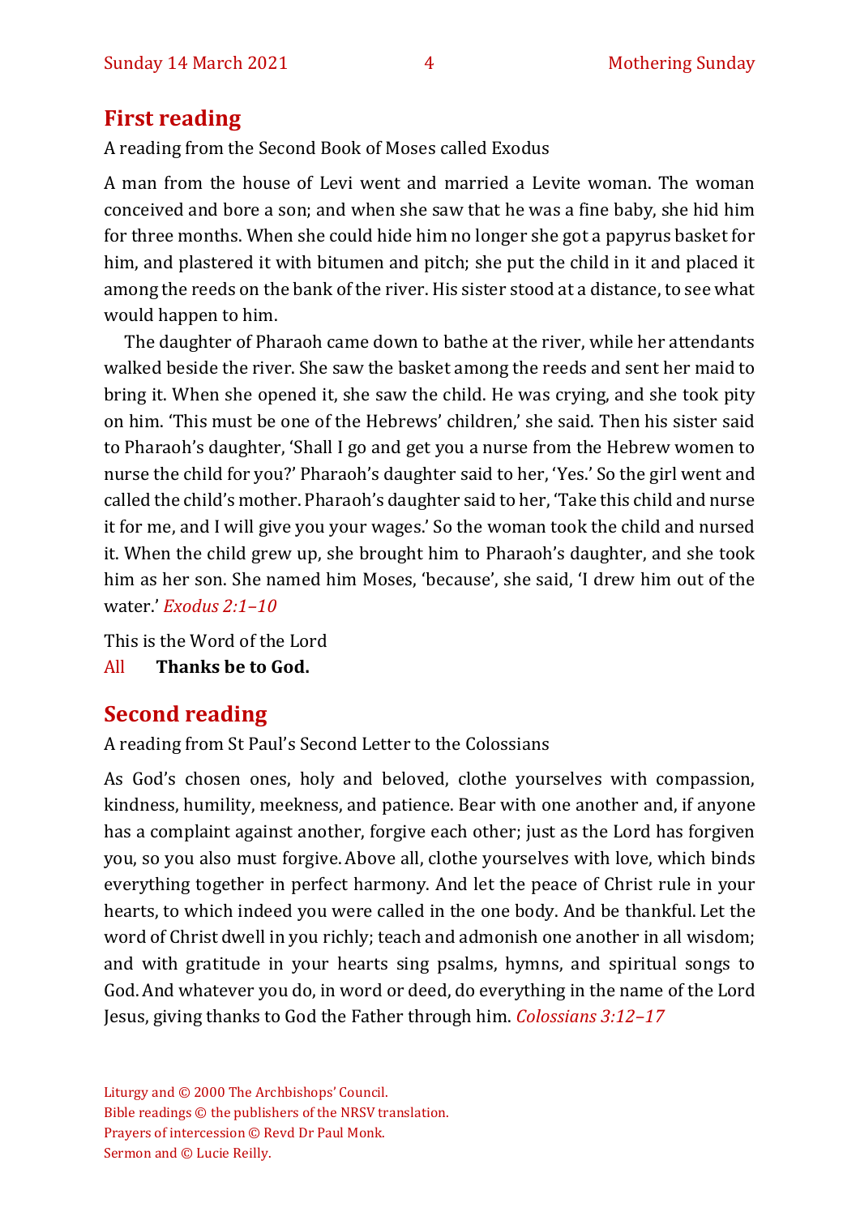## First reading

A reading from the Second Book of Moses called Exodus

A man from the house of Levi went and married a Levite woman. The woman conceived and bore a son; and when she saw that he was a fine baby, she hid him for three months. When she could hide him no longer she got a papyrus basket for him, and plastered it with bitumen and pitch; she put the child in it and placed it among the reeds on the bank of the river. His sister stood at a distance, to see what would happen to him.

The daughter of Pharaoh came down to bathe at the river, while her attendants walked beside the river. She saw the basket among the reeds and sent her maid to bring it. When she opened it, she saw the child. He was crying, and she took pity on him. 'This must be one of the Hebrews' children,' she said. Then his sister said to Pharaoh's daughter, 'Shall I go and get you a nurse from the Hebrew women to nurse the child for you?' Pharaoh's daughter said to her, 'Yes.' So the girl went and called the child's mother. Pharaoh's daughter said to her, 'Take this child and nurse it for me, and I will give you your wages.' So the woman took the child and nursed it. When the child grew up, she brought him to Pharaoh's daughter, and she took him as her son. She named him Moses, 'because', she said, 'I drew him out of the water.' *Exodus 2:1–10*

This is the Word of the Lord
All **Thanks be to God.**

## Second reading

A reading from St Paul's Second Letter to the Colossians

As God's chosen ones, holy and beloved, clothe yourselves with compassion, kindness, humility, meekness, and patience. Bear with one another and, if anyone has a complaint against another, forgive each other; just as the Lord has forgiven you, so you also must forgive. Above all, clothe yourselves with love, which binds everything together in perfect harmony. And let the peace of Christ rule in your hearts, to which indeed you were called in the one body. And be thankful. Let the word of Christ dwell in you richly; teach and admonish one another in all wisdom; and with gratitude in your hearts sing psalms, hymns, and spiritual songs to God. And whatever you do, in word or deed, do everything in the name of the Lord Jesus, giving thanks to God the Father through him. *Colossians 3:12–17*

Liturgy and © 2000 The Archbishops' Council.
Bible readings © the publishers of the NRSV translation.
Prayers of intercession © Revd Dr Paul Monk.
Sermon and © Lucie Reilly.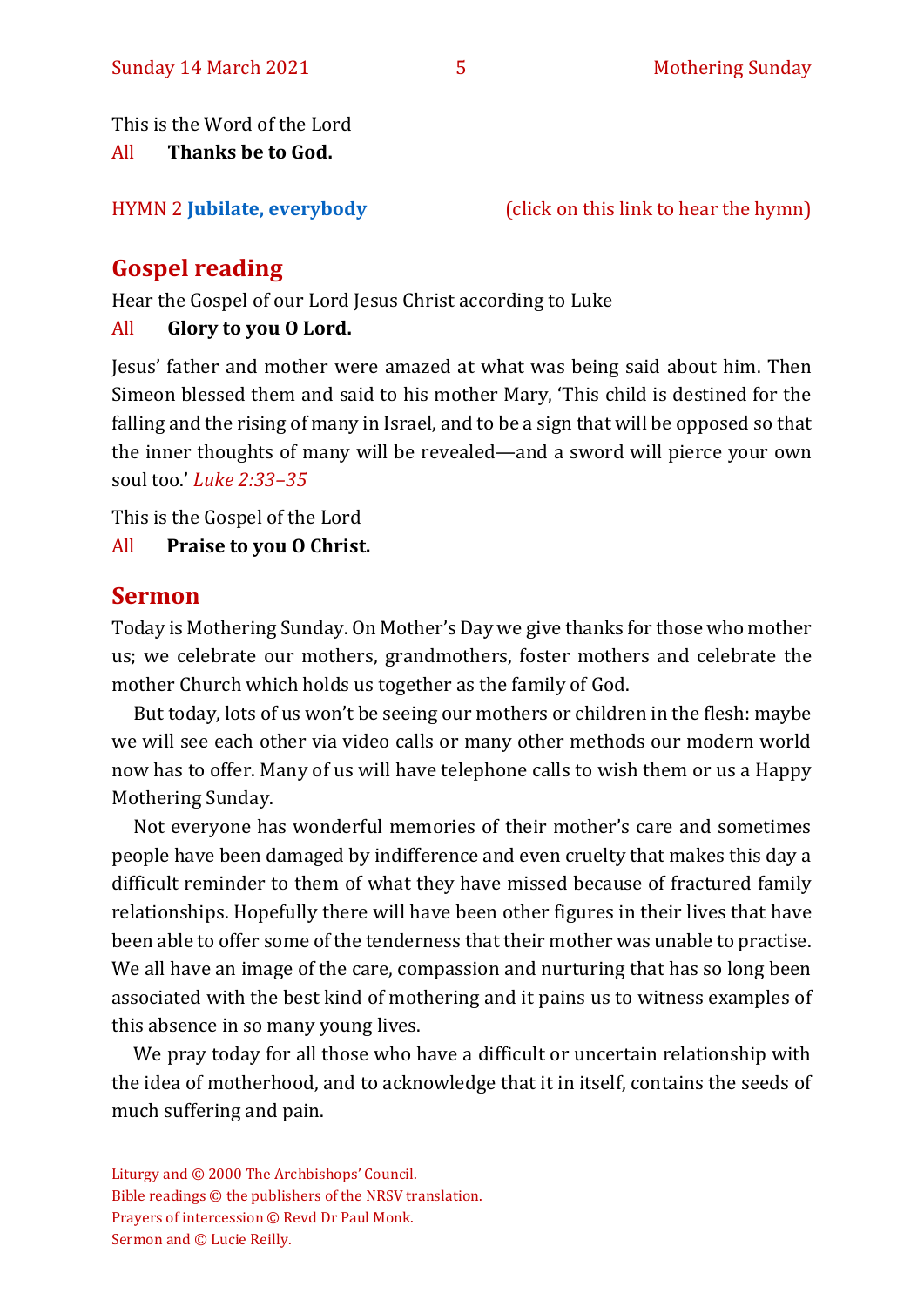This is the Word of the Lord
All **Thanks be to God.**

HYMN 2 **Jubilate, everybody** (click on this link to hear the hymn)

## Gospel reading

Hear the Gospel of our Lord Jesus Christ according to Luke
All **Glory to you O Lord.**

Jesus' father and mother were amazed at what was being said about him. Then Simeon blessed them and said to his mother Mary, 'This child is destined for the falling and the rising of many in Israel, and to be a sign that will be opposed so that the inner thoughts of many will be revealed—and a sword will pierce your own soul too.' *Luke 2:33–35*

This is the Gospel of the Lord
All **Praise to you O Christ.**

## Sermon

Today is Mothering Sunday. On Mother's Day we give thanks for those who mother us; we celebrate our mothers, grandmothers, foster mothers and celebrate the mother Church which holds us together as the family of God.

But today, lots of us won't be seeing our mothers or children in the flesh: maybe we will see each other via video calls or many other methods our modern world now has to offer. Many of us will have telephone calls to wish them or us a Happy Mothering Sunday.

Not everyone has wonderful memories of their mother's care and sometimes people have been damaged by indifference and even cruelty that makes this day a difficult reminder to them of what they have missed because of fractured family relationships. Hopefully there will have been other figures in their lives that have been able to offer some of the tenderness that their mother was unable to practise. We all have an image of the care, compassion and nurturing that has so long been associated with the best kind of mothering and it pains us to witness examples of this absence in so many young lives.

We pray today for all those who have a difficult or uncertain relationship with the idea of motherhood, and to acknowledge that it in itself, contains the seeds of much suffering and pain.

Liturgy and © 2000 The Archbishops' Council.
Bible readings © the publishers of the NRSV translation.
Prayers of intercession © Revd Dr Paul Monk.
Sermon and © Lucie Reilly.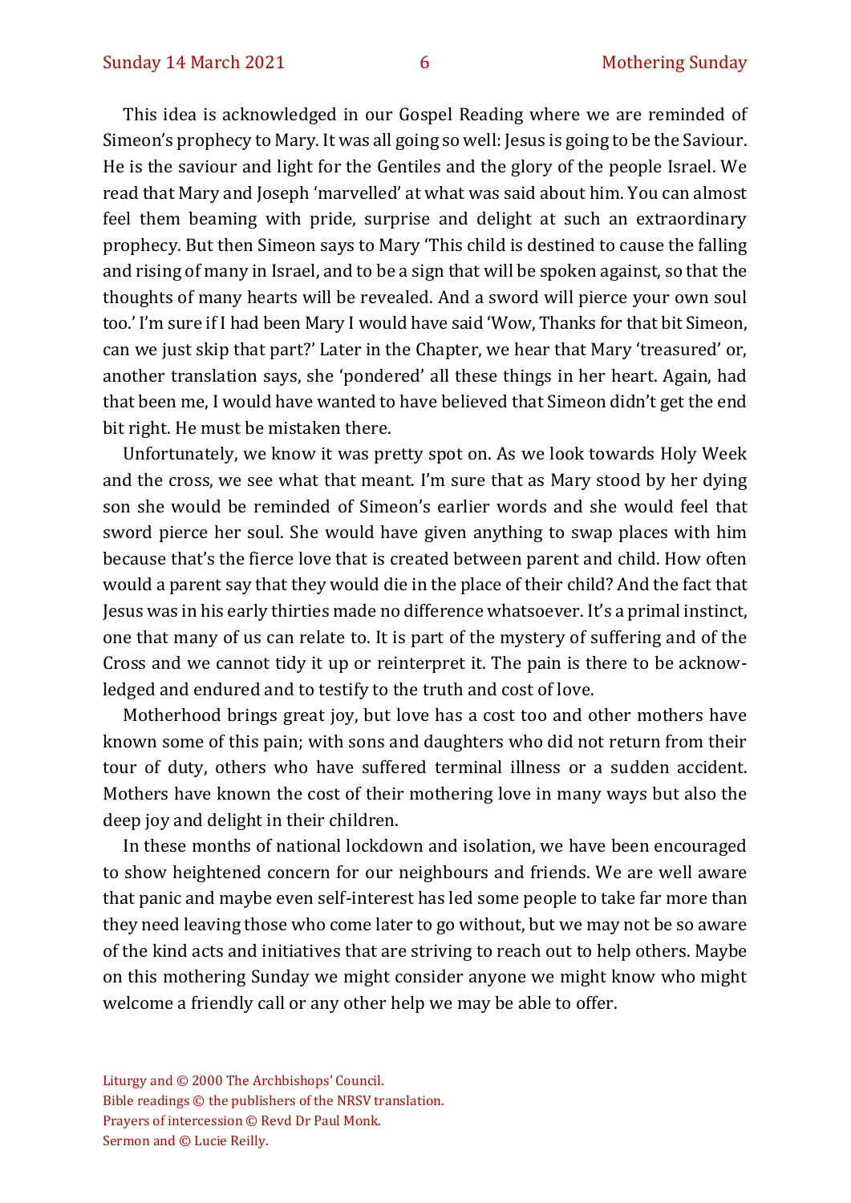This idea is acknowledged in our Gospel Reading where we are reminded of Simeon's prophecy to Mary. It was all going so well: Jesus is going to be the Saviour. He is the saviour and light for the Gentiles and the glory of the people Israel. We read that Mary and Joseph 'marvelled' at what was said about him. You can almost feel them beaming with pride, surprise and delight at such an extraordinary prophecy. But then Simeon says to Mary 'This child is destined to cause the falling and rising of many in Israel, and to be a sign that will be spoken against, so that the thoughts of many hearts will be revealed. And a sword will pierce your own soul too.' I'm sure if I had been Mary I would have said 'Wow, Thanks for that bit Simeon, can we just skip that part?' Later in the Chapter, we hear that Mary 'treasured' or, another translation says, she 'pondered' all these things in her heart. Again, had that been me, I would have wanted to have believed that Simeon didn't get the end bit right. He must be mistaken there.

Unfortunately, we know it was pretty spot on. As we look towards Holy Week and the cross, we see what that meant. I'm sure that as Mary stood by her dying son she would be reminded of Simeon's earlier words and she would feel that sword pierce her soul. She would have given anything to swap places with him because that's the fierce love that is created between parent and child. How often would a parent say that they would die in the place of their child? And the fact that Jesus was in his early thirties made no difference whatsoever. It's a primal instinct, one that many of us can relate to. It is part of the mystery of suffering and of the Cross and we cannot tidy it up or reinterpret it. The pain is there to be acknowledged and endured and to testify to the truth and cost of love.

Motherhood brings great joy, but love has a cost too and other mothers have known some of this pain; with sons and daughters who did not return from their tour of duty, others who have suffered terminal illness or a sudden accident. Mothers have known the cost of their mothering love in many ways but also the deep joy and delight in their children.

In these months of national lockdown and isolation, we have been encouraged to show heightened concern for our neighbours and friends. We are well aware that panic and maybe even self-interest has led some people to take far more than they need leaving those who come later to go without, but we may not be so aware of the kind acts and initiatives that are striving to reach out to help others. Maybe on this mothering Sunday we might consider anyone we might know who might welcome a friendly call or any other help we may be able to offer.

Liturgy and © 2000 The Archbishops' Council.
Bible readings © the publishers of the NRSV translation.
Prayers of intercession © Revd Dr Paul Monk.
Sermon and © Lucie Reilly.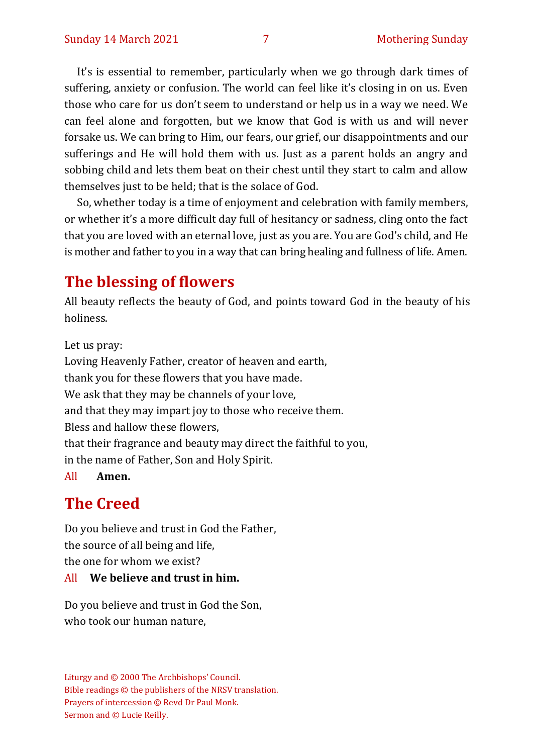It's is essential to remember, particularly when we go through dark times of suffering, anxiety or confusion. The world can feel like it's closing in on us. Even those who care for us don't seem to understand or help us in a way we need. We can feel alone and forgotten, but we know that God is with us and will never forsake us. We can bring to Him, our fears, our grief, our disappointments and our sufferings and He will hold them with us. Just as a parent holds an angry and sobbing child and lets them beat on their chest until they start to calm and allow themselves just to be held; that is the solace of God.

So, whether today is a time of enjoyment and celebration with family members, or whether it's a more difficult day full of hesitancy or sadness, cling onto the fact that you are loved with an eternal love, just as you are. You are God's child, and He is mother and father to you in a way that can bring healing and fullness of life. Amen.

## The blessing of flowers

All beauty reflects the beauty of God, and points toward God in the beauty of his holiness.

Let us pray:
Loving Heavenly Father, creator of heaven and earth,
thank you for these flowers that you have made.
We ask that they may be channels of your love,
and that they may impart joy to those who receive them.
Bless and hallow these flowers,
that their fragrance and beauty may direct the faithful to you,
in the name of Father, Son and Holy Spirit.

All **Amen.**

## The Creed

Do you believe and trust in God the Father,
the source of all being and life,
the one for whom we exist?

All **We believe and trust in him.**

Do you believe and trust in God the Son,
who took our human nature,

Liturgy and © 2000 The Archbishops' Council.
Bible readings © the publishers of the NRSV translation.
Prayers of intercession © Revd Dr Paul Monk.
Sermon and © Lucie Reilly.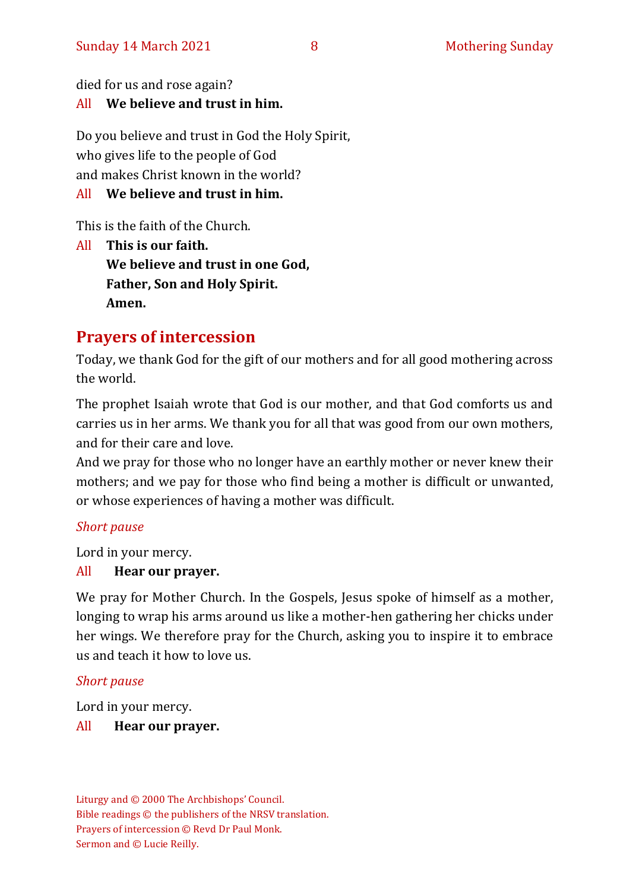died for us and rose again?

All **We believe and trust in him.**

Do you believe and trust in God the Holy Spirit,
who gives life to the people of God
and makes Christ known in the world?

All **We believe and trust in him.**

This is the faith of the Church.

All **This is our faith.**
**We believe and trust in one God,**
**Father, Son and Holy Spirit.**
**Amen.**

## Prayers of intercession

Today, we thank God for the gift of our mothers and for all good mothering across the world.

The prophet Isaiah wrote that God is our mother, and that God comforts us and carries us in her arms. We thank you for all that was good from our own mothers, and for their care and love.
And we pray for those who no longer have an earthly mother or never knew their mothers; and we pay for those who find being a mother is difficult or unwanted, or whose experiences of having a mother was difficult.

*Short pause*

Lord in your mercy.

All **Hear our prayer.**

We pray for Mother Church. In the Gospels, Jesus spoke of himself as a mother, longing to wrap his arms around us like a mother-hen gathering her chicks under her wings. We therefore pray for the Church, asking you to inspire it to embrace us and teach it how to love us.

*Short pause*

Lord in your mercy.

All **Hear our prayer.**

Liturgy and © 2000 The Archbishops' Council.
Bible readings © the publishers of the NRSV translation.
Prayers of intercession © Revd Dr Paul Monk.
Sermon and © Lucie Reilly.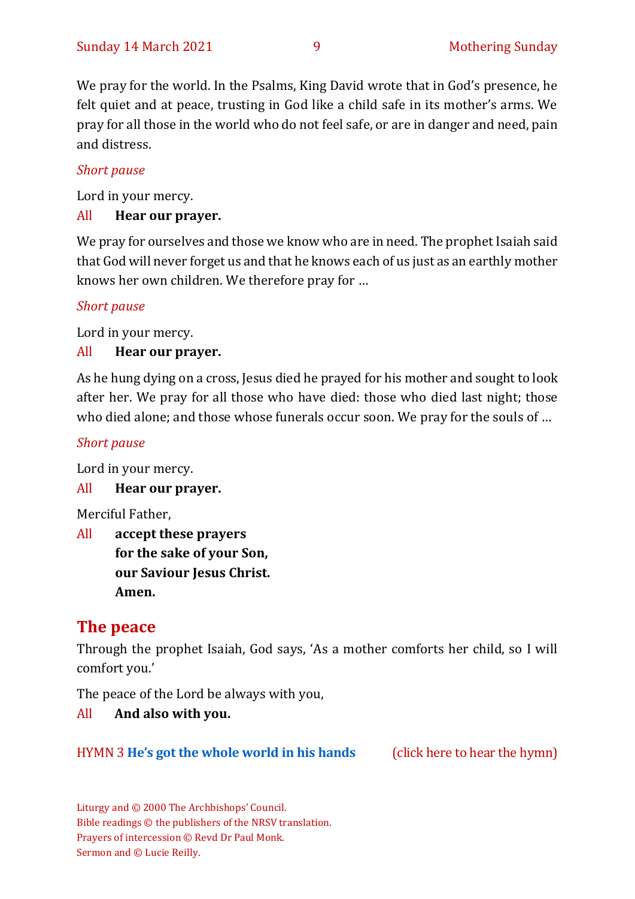We pray for the world. In the Psalms, King David wrote that in God's presence, he felt quiet and at peace, trusting in God like a child safe in its mother's arms. We pray for all those in the world who do not feel safe, or are in danger and need, pain and distress.

*Short pause*

Lord in your mercy.

All **Hear our prayer.**

We pray for ourselves and those we know who are in need. The prophet Isaiah said that God will never forget us and that he knows each of us just as an earthly mother knows her own children. We therefore pray for …

*Short pause*

Lord in your mercy.

All **Hear our prayer.**

As he hung dying on a cross, Jesus died he prayed for his mother and sought to look after her. We pray for all those who have died: those who died last night; those who died alone; and those whose funerals occur soon. We pray for the souls of …

*Short pause*

Lord in your mercy.

All **Hear our prayer.**

Merciful Father,

All **accept these prayers**
**for the sake of your Son,**
**our Saviour Jesus Christ.**
**Amen.**

## The peace

Through the prophet Isaiah, God says, 'As a mother comforts her child, so I will comfort you.'

The peace of the Lord be always with you,

All **And also with you.**

HYMN 3 **He's got the whole world in his hands** (click here to hear the hymn)

Liturgy and © 2000 The Archbishops' Council.
Bible readings © the publishers of the NRSV translation.
Prayers of intercession © Revd Dr Paul Monk.
Sermon and © Lucie Reilly.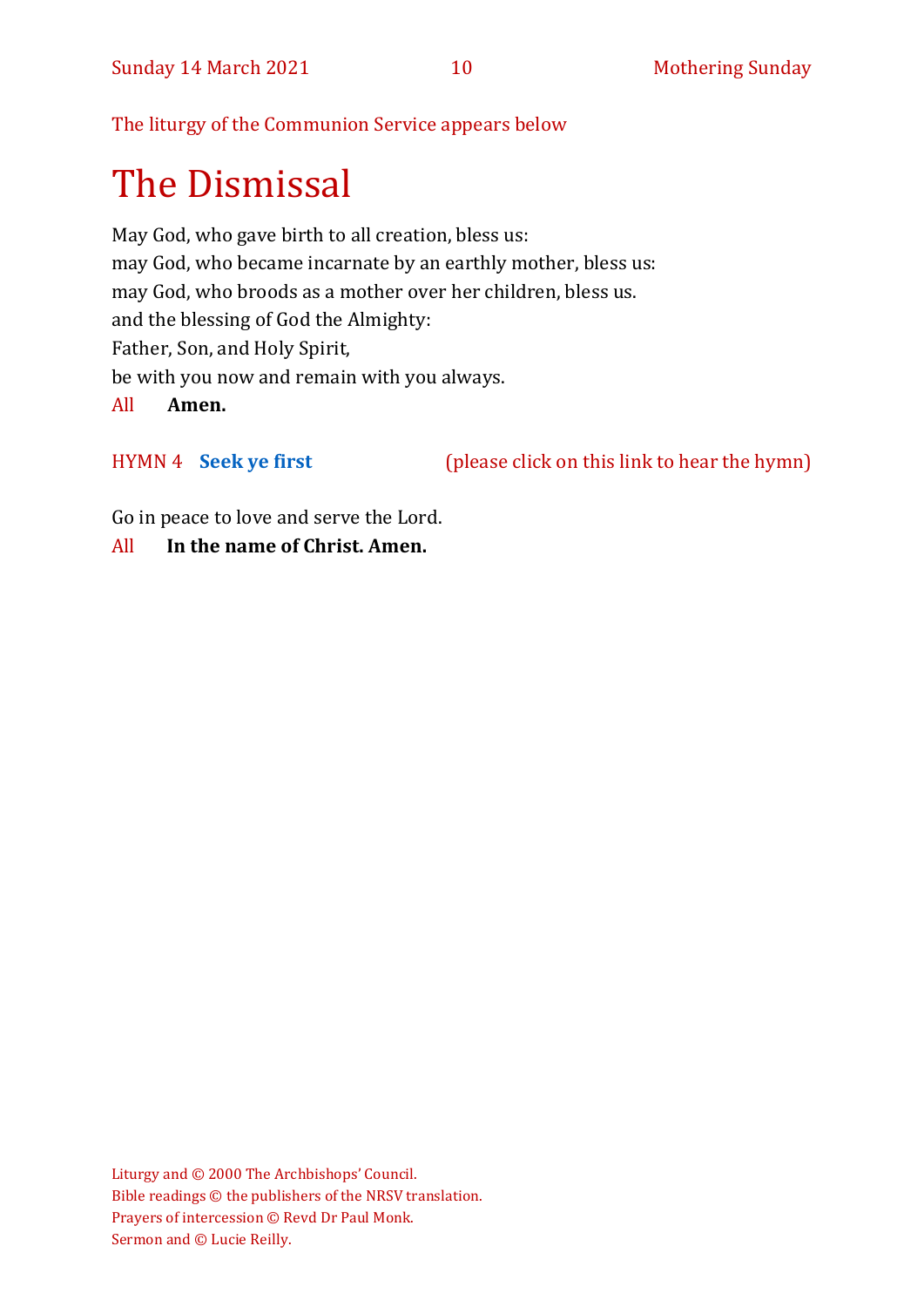The liturgy of the Communion Service appears below

# The Dismissal

May God, who gave birth to all creation, bless us:
may God, who became incarnate by an earthly mother, bless us:
may God, who broods as a mother over her children, bless us.
and the blessing of God the Almighty:
Father, Son, and Holy Spirit,
be with you now and remain with you always.

All **Amen.**

HYMN 4 **Seek ye first** (please click on this link to hear the hymn)

Go in peace to love and serve the Lord.

All **In the name of Christ. Amen.**

Liturgy and © 2000 The Archbishops' Council.
Bible readings © the publishers of the NRSV translation.
Prayers of intercession © Revd Dr Paul Monk.
Sermon and © Lucie Reilly.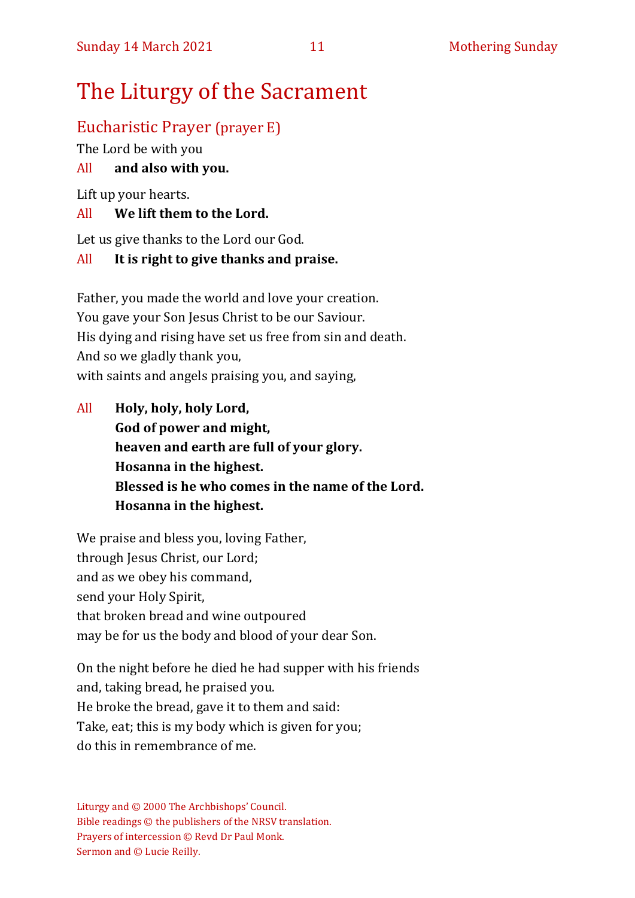# The Liturgy of the Sacrament

## Eucharistic Prayer (prayer E)

The Lord be with you

All **and also with you.**

Lift up your hearts.

All **We lift them to the Lord.**

Let us give thanks to the Lord our God.

All **It is right to give thanks and praise.**

Father, you made the world and love your creation.
You gave your Son Jesus Christ to be our Saviour.
His dying and rising have set us free from sin and death.
And so we gladly thank you,
with saints and angels praising you, and saying,

All **Holy, holy, holy Lord,**
**God of power and might,**
**heaven and earth are full of your glory.**
**Hosanna in the highest.**
**Blessed is he who comes in the name of the Lord.**
**Hosanna in the highest.**

We praise and bless you, loving Father,
through Jesus Christ, our Lord;
and as we obey his command,
send your Holy Spirit,
that broken bread and wine outpoured
may be for us the body and blood of your dear Son.

On the night before he died he had supper with his friends
and, taking bread, he praised you.
He broke the bread, gave it to them and said:
Take, eat; this is my body which is given for you;
do this in remembrance of me.

Liturgy and © 2000 The Archbishops' Council.
Bible readings © the publishers of the NRSV translation.
Prayers of intercession © Revd Dr Paul Monk.
Sermon and © Lucie Reilly.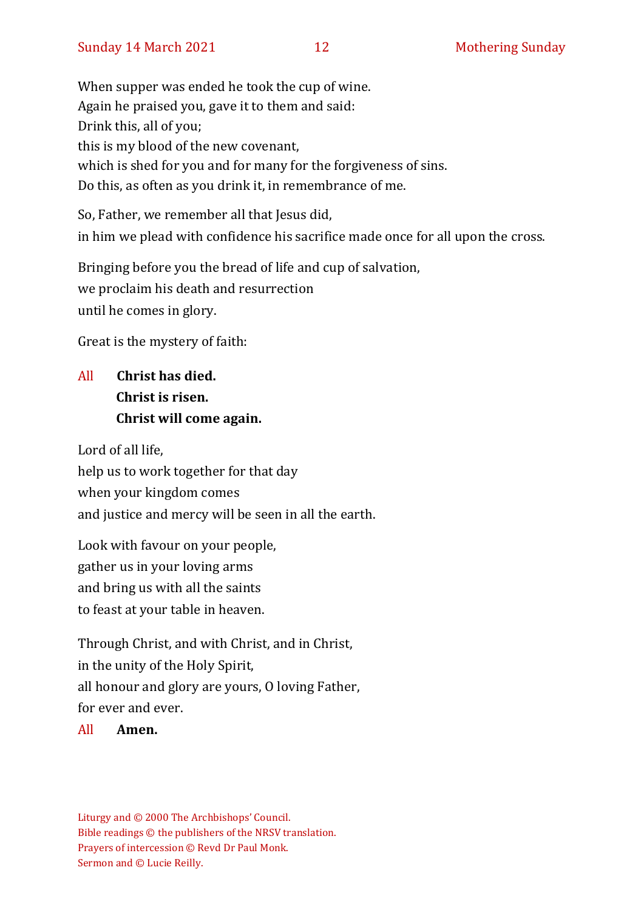When supper was ended he took the cup of wine.
Again he praised you, gave it to them and said:
Drink this, all of you;
this is my blood of the new covenant,
which is shed for you and for many for the forgiveness of sins.
Do this, as often as you drink it, in remembrance of me.

So, Father, we remember all that Jesus did,
in him we plead with confidence his sacrifice made once for all upon the cross.

Bringing before you the bread of life and cup of salvation,
we proclaim his death and resurrection
until he comes in glory.

Great is the mystery of faith:

All **Christ has died.**
**Christ is risen.**
**Christ will come again.**

Lord of all life,
help us to work together for that day
when your kingdom comes
and justice and mercy will be seen in all the earth.

Look with favour on your people,
gather us in your loving arms
and bring us with all the saints
to feast at your table in heaven.

Through Christ, and with Christ, and in Christ,
in the unity of the Holy Spirit,
all honour and glory are yours, O loving Father,
for ever and ever.

All **Amen.**

Liturgy and © 2000 The Archbishops' Council.
Bible readings © the publishers of the NRSV translation.
Prayers of intercession © Revd Dr Paul Monk.
Sermon and © Lucie Reilly.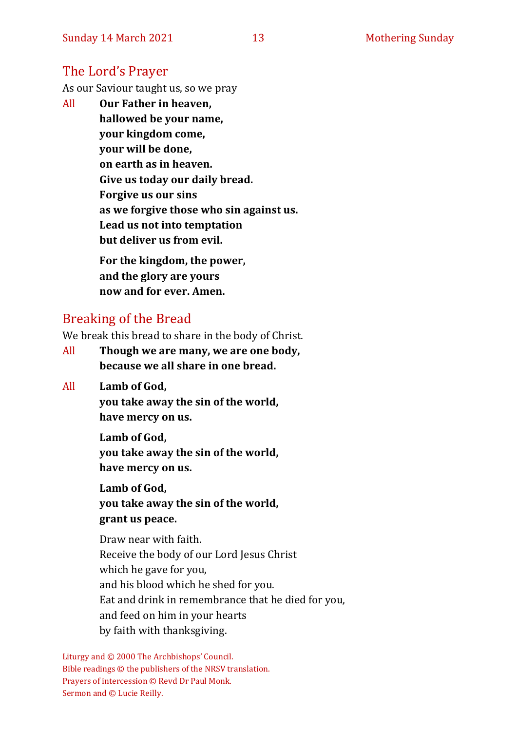## The Lord's Prayer

As our Saviour taught us, so we pray

All **Our Father in heaven,**
**hallowed be your name,**
**your kingdom come,**
**your will be done,**
**on earth as in heaven.**
**Give us today our daily bread.**
**Forgive us our sins**
**as we forgive those who sin against us.**
**Lead us not into temptation**
**but deliver us from evil.**

**For the kingdom, the power,**
**and the glory are yours**
**now and for ever. Amen.**

## Breaking of the Bread

We break this bread to share in the body of Christ.

All **Though we are many, we are one body,**
**because we all share in one bread.**

All **Lamb of God,**
**you take away the sin of the world,**
**have mercy on us.**

**Lamb of God,**
**you take away the sin of the world,**
**have mercy on us.**

**Lamb of God,**
**you take away the sin of the world,**
**grant us peace.**

Draw near with faith.
Receive the body of our Lord Jesus Christ
which he gave for you,
and his blood which he shed for you.
Eat and drink in remembrance that he died for you,
and feed on him in your hearts
by faith with thanksgiving.

Liturgy and © 2000 The Archbishops' Council.
Bible readings © the publishers of the NRSV translation.
Prayers of intercession © Revd Dr Paul Monk.
Sermon and © Lucie Reilly.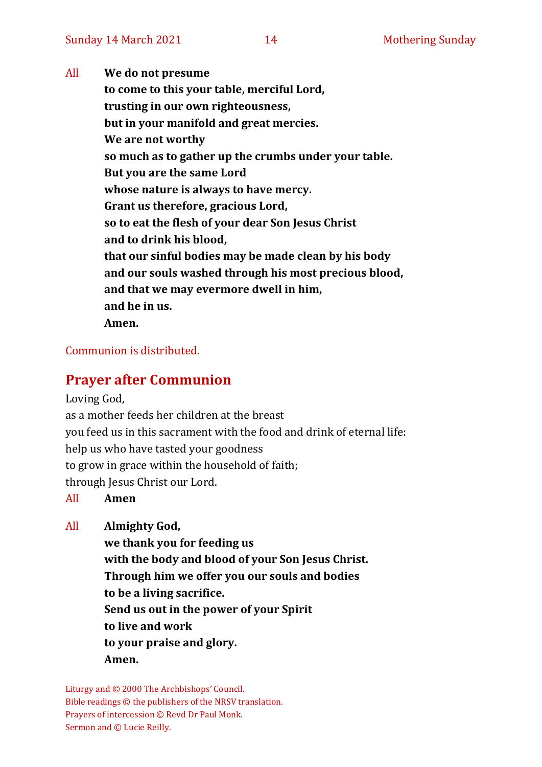All **We do not presume**
**to come to this your table, merciful Lord,**
**trusting in our own righteousness,**
**but in your manifold and great mercies.**
**We are not worthy**
**so much as to gather up the crumbs under your table.**
**But you are the same Lord**
**whose nature is always to have mercy.**
**Grant us therefore, gracious Lord,**
**so to eat the flesh of your dear Son Jesus Christ**
**and to drink his blood,**
**that our sinful bodies may be made clean by his body**
**and our souls washed through his most precious blood,**
**and that we may evermore dwell in him,**
**and he in us.**
**Amen.**

Communion is distributed.

## Prayer after Communion

Loving God,
as a mother feeds her children at the breast
you feed us in this sacrament with the food and drink of eternal life:
help us who have tasted your goodness
to grow in grace within the household of faith;
through Jesus Christ our Lord.

All **Amen**

All **Almighty God,**
**we thank you for feeding us**
**with the body and blood of your Son Jesus Christ.**
**Through him we offer you our souls and bodies**
**to be a living sacrifice.**
**Send us out in the power of your Spirit**
**to live and work**
**to your praise and glory.**
**Amen.**

Liturgy and © 2000 The Archbishops' Council.
Bible readings © the publishers of the NRSV translation.
Prayers of intercession © Revd Dr Paul Monk.
Sermon and © Lucie Reilly.